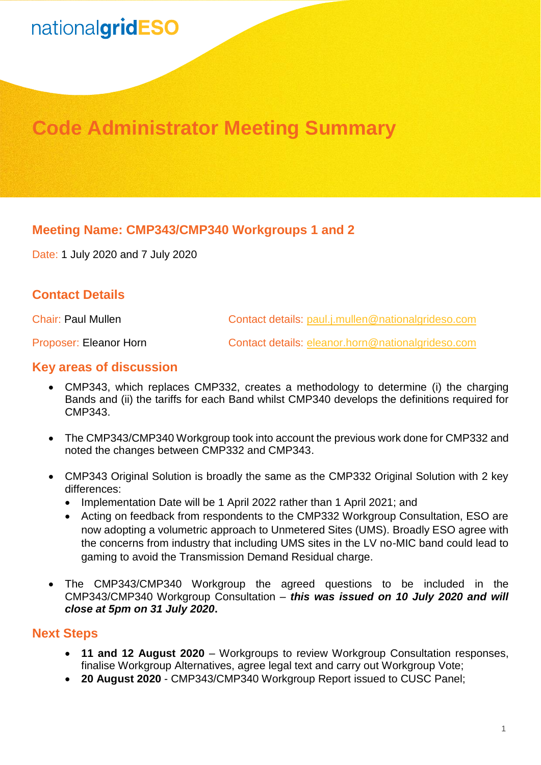nationalgridESO

# Code Administrator Meeting Summary

## Meeting Name: CMP343/CMP340 Workgroups 1 and 2

Date: 1 July 2020 and 7 July 2020

## Contact Details

Chair: Paul Mullen — Contact details: paul.j.mullen@nationalgrideso.com

Proposer: Eleanor Horn — Contact details: eleanor.horn@nationalgrideso.com

## Key areas of discussion

- CMP343, which replaces CMP332, creates a methodology to determine (i) the charging Bands and (ii) the tariffs for each Band whilst CMP340 develops the definitions required for CMP343.

- The CMP343/CMP340 Workgroup took into account the previous work done for CMP332 and noted the changes between CMP332 and CMP343.

- CMP343 Original Solution is broadly the same as the CMP332 Original Solution with 2 key differences:
  - Implementation Date will be 1 April 2022 rather than 1 April 2021; and
  - Acting on feedback from respondents to the CMP332 Workgroup Consultation, ESO are now adopting a volumetric approach to Unmetered Sites (UMS). Broadly ESO agree with the concerns from industry that including UMS sites in the LV no-MIC band could lead to gaming to avoid the Transmission Demand Residual charge.

- The CMP343/CMP340 Workgroup the agreed questions to be included in the CMP343/CMP340 Workgroup Consultation – ***this was issued on 10 July 2020 and will close at 5pm on 31 July 2020*****.**

## Next Steps

- **11 and 12 August 2020** – Workgroups to review Workgroup Consultation responses, finalise Workgroup Alternatives, agree legal text and carry out Workgroup Vote;
- **20 August 2020** - CMP343/CMP340 Workgroup Report issued to CUSC Panel;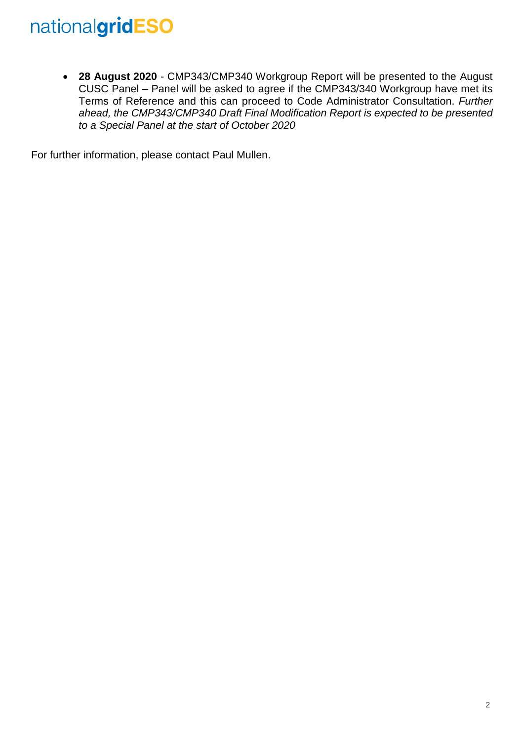- **28 August 2020** - CMP343/CMP340 Workgroup Report will be presented to the August CUSC Panel – Panel will be asked to agree if the CMP343/340 Workgroup have met its Terms of Reference and this can proceed to Code Administrator Consultation. *Further ahead, the CMP343/CMP340 Draft Final Modification Report is expected to be presented to a Special Panel at the start of October 2020*

For further information, please contact Paul Mullen.